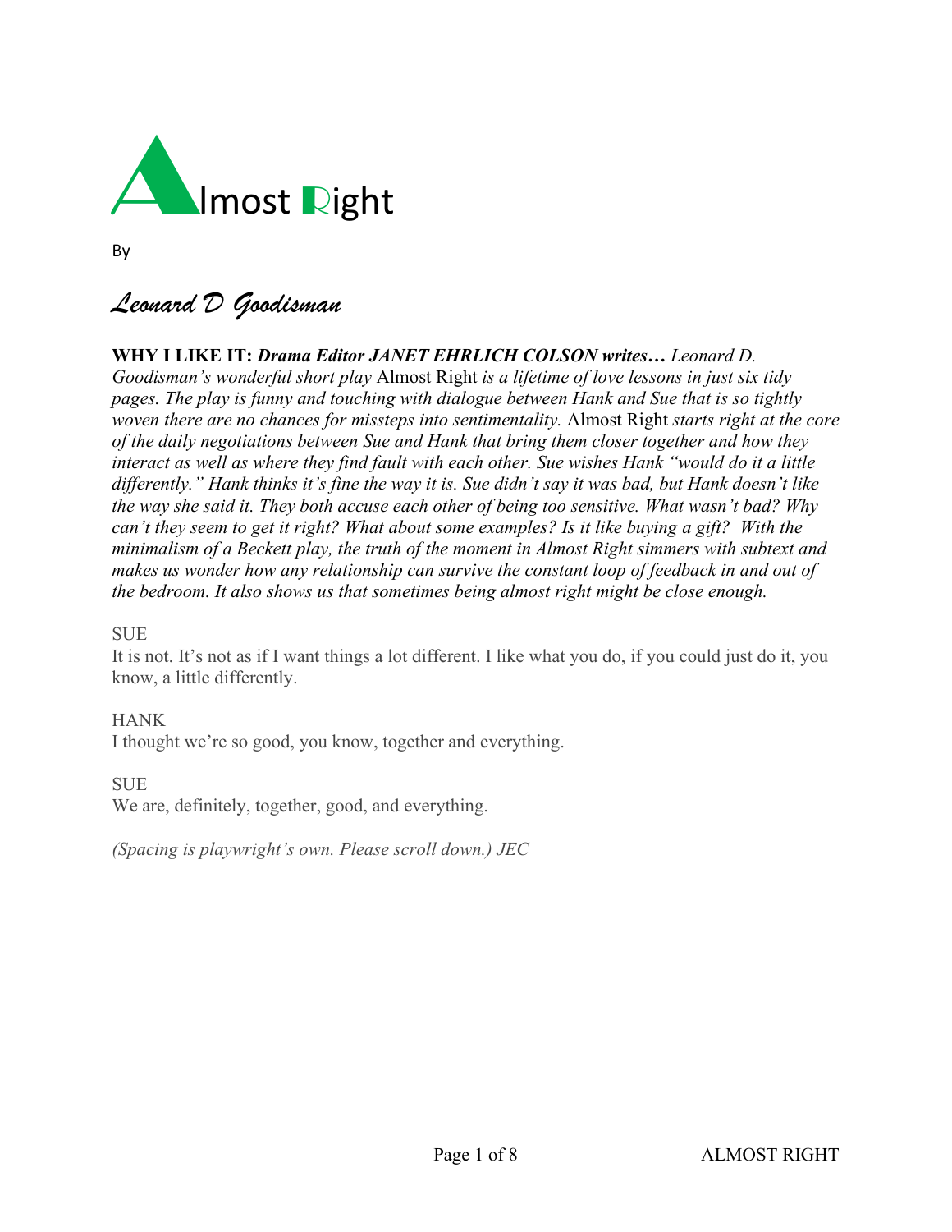# Almost Right

By

*Leonard D Goodisman*

**WHY I LIKE IT:** ***Drama Editor JANET EHRLICH COLSON writes…*** *Leonard D. Goodisman's wonderful short play* Almost Right *is a lifetime of love lessons in just six tidy pages. The play is funny and touching with dialogue between Hank and Sue that is so tightly woven there are no chances for missteps into sentimentality.* Almost Right *starts right at the core of the daily negotiations between Sue and Hank that bring them closer together and how they interact as well as where they find fault with each other. Sue wishes Hank "would do it a little differently." Hank thinks it's fine the way it is. Sue didn't say it was bad, but Hank doesn't like the way she said it. They both accuse each other of being too sensitive. What wasn't bad? Why can't they seem to get it right? What about some examples? Is it like buying a gift? With the minimalism of a Beckett play, the truth of the moment in Almost Right simmers with subtext and makes us wonder how any relationship can survive the constant loop of feedback in and out of the bedroom. It also shows us that sometimes being almost right might be close enough.*

SUE
It is not. It's not as if I want things a lot different. I like what you do, if you could just do it, you know, a little differently.

HANK
I thought we're so good, you know, together and everything.

SUE
We are, definitely, together, good, and everything.

*(Spacing is playwright's own. Please scroll down.) JEC*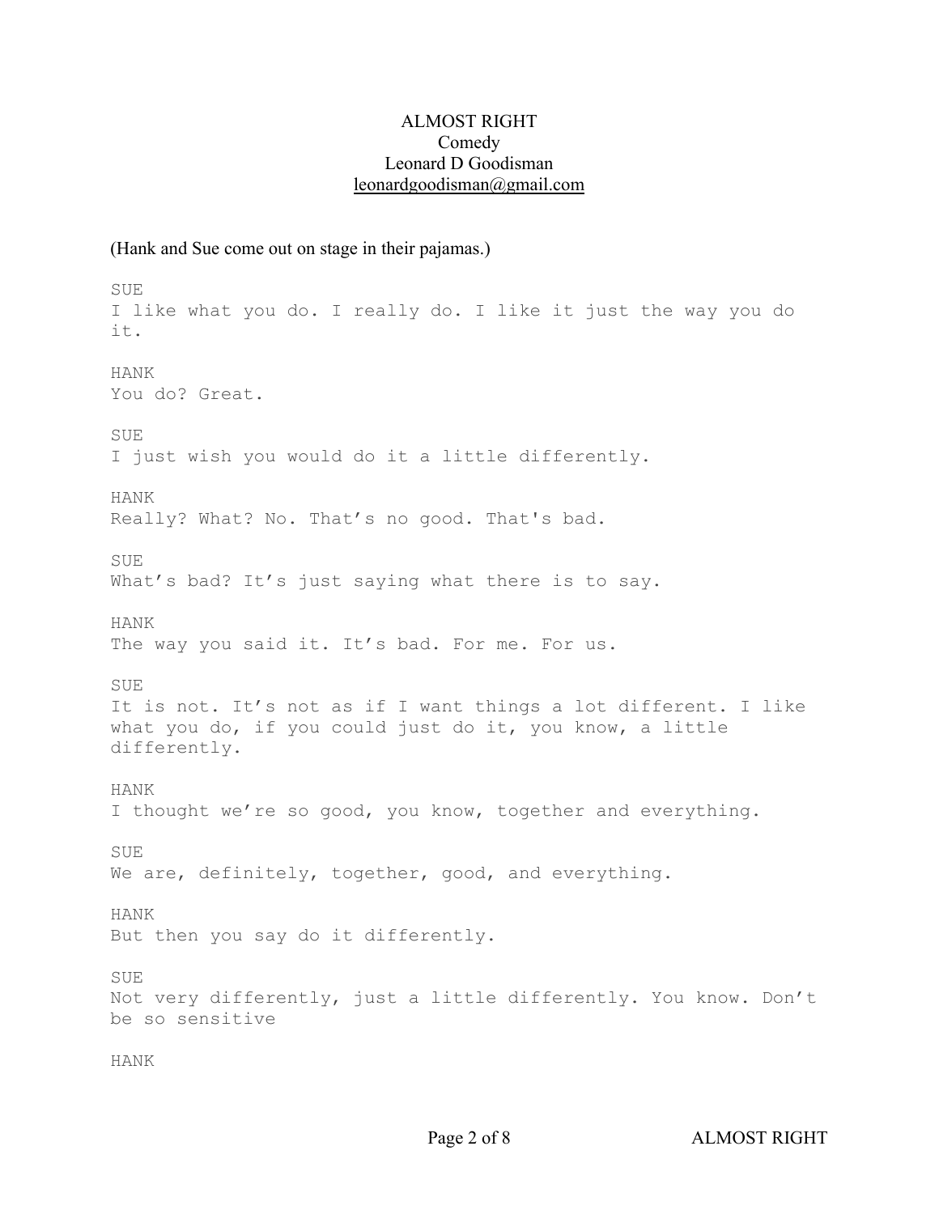ALMOST RIGHT
Comedy
Leonard D Goodisman
leonardgoodisman@gmail.com

(Hank and Sue come out on stage in their pajamas.)

SUE
I like what you do. I really do. I like it just the way you do it.

HANK
You do? Great.

SUE
I just wish you would do it a little differently.

HANK
Really? What? No. That's no good. That's bad.

SUE
What's bad? It's just saying what there is to say.

HANK
The way you said it. It's bad. For me. For us.

SUE
It is not. It's not as if I want things a lot different. I like what you do, if you could just do it, you know, a little differently.

HANK
I thought we're so good, you know, together and everything.

SUE
We are, definitely, together, good, and everything.

HANK
But then you say do it differently.

SUE
Not very differently, just a little differently. You know. Don't be so sensitive

HANK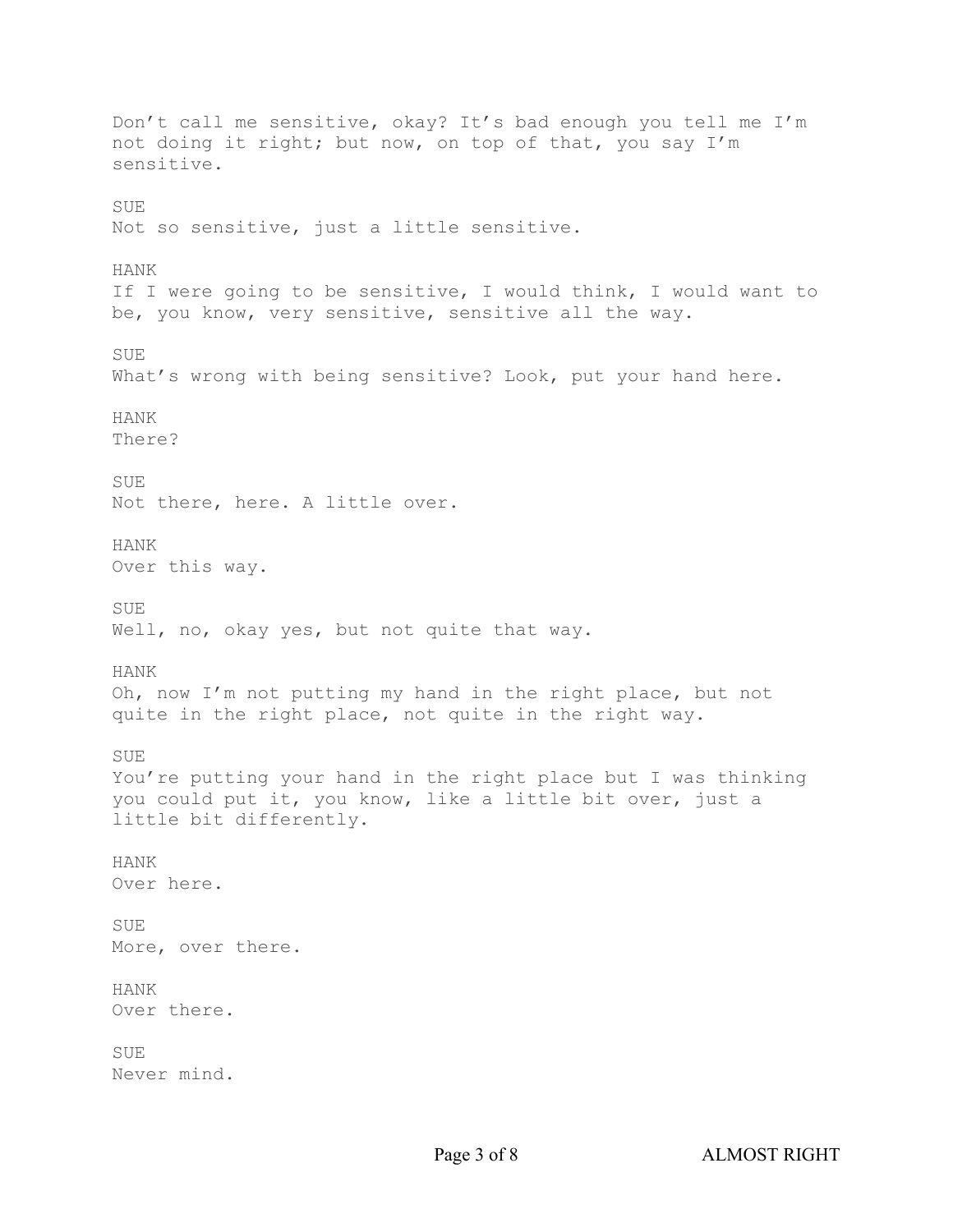Don’t call me sensitive, okay? It’s bad enough you tell me I’m not doing it right; but now, on top of that, you say I’m sensitive.

SUE
Not so sensitive, just a little sensitive.

HANK
If I were going to be sensitive, I would think, I would want to be, you know, very sensitive, sensitive all the way.

SUE
What’s wrong with being sensitive? Look, put your hand here.

HANK
There?

SUE
Not there, here. A little over.

HANK
Over this way.

SUE
Well, no, okay yes, but not quite that way.

HANK
Oh, now I’m not putting my hand in the right place, but not quite in the right place, not quite in the right way.

SUE
You’re putting your hand in the right place but I was thinking you could put it, you know, like a little bit over, just a little bit differently.

HANK
Over here.

SUE
More, over there.

HANK
Over there.

SUE
Never mind.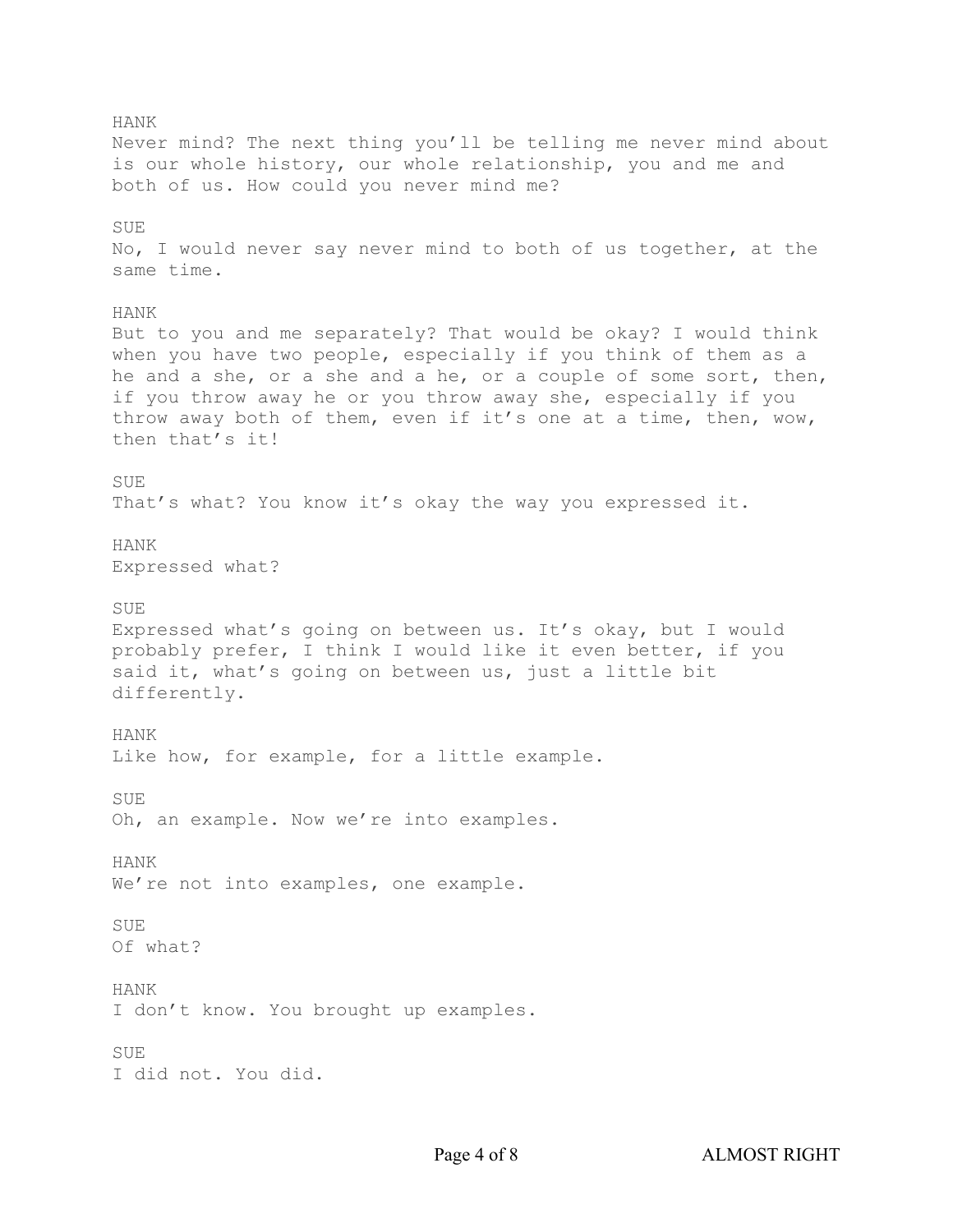HANK

Never mind? The next thing you'll be telling me never mind about is our whole history, our whole relationship, you and me and both of us. How could you never mind me?

SUE

No, I would never say never mind to both of us together, at the same time.

HANK

But to you and me separately? That would be okay? I would think when you have two people, especially if you think of them as a he and a she, or a she and a he, or a couple of some sort, then, if you throw away he or you throw away she, especially if you throw away both of them, even if it's one at a time, then, wow, then that's it!

SUE

That's what? You know it's okay the way you expressed it.

HANK

Expressed what?

SUE

Expressed what's going on between us. It's okay, but I would probably prefer, I think I would like it even better, if you said it, what's going on between us, just a little bit differently.

HANK

Like how, for example, for a little example.

SUE

Oh, an example. Now we're into examples.

HANK

We're not into examples, one example.

SUE

Of what?

HANK

I don't know. You brought up examples.

SUE

I did not. You did.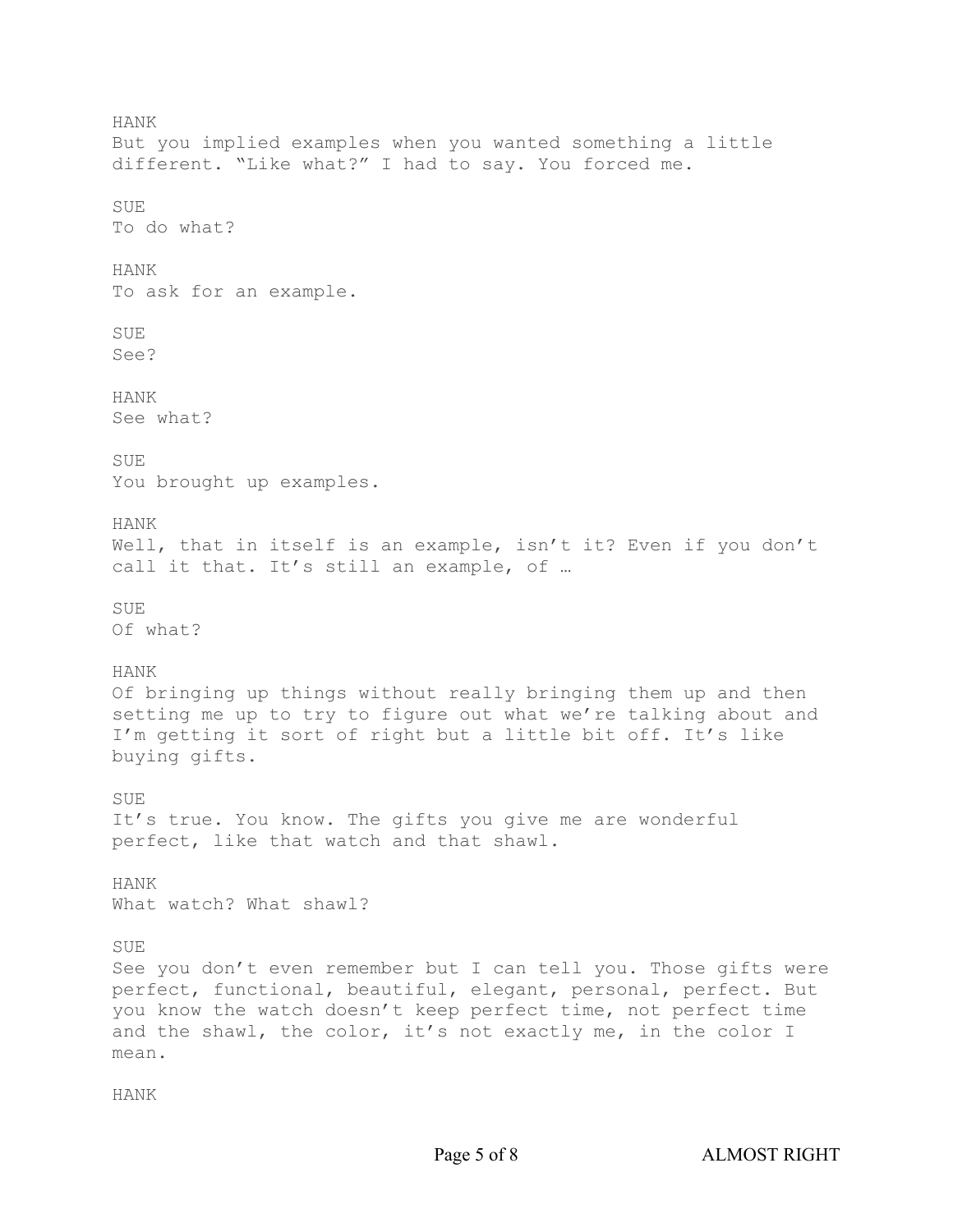HANK
But you implied examples when you wanted something a little different. “Like what?” I had to say. You forced me.

SUE
To do what?

HANK
To ask for an example.

SUE
See?

HANK
See what?

SUE
You brought up examples.

HANK
Well, that in itself is an example, isn’t it? Even if you don’t call it that. It’s still an example, of …

SUE
Of what?

HANK
Of bringing up things without really bringing them up and then setting me up to try to figure out what we’re talking about and I’m getting it sort of right but a little bit off. It’s like buying gifts.

SUE
It’s true. You know. The gifts you give me are wonderful perfect, like that watch and that shawl.

HANK
What watch? What shawl?

SUE
See you don’t even remember but I can tell you. Those gifts were perfect, functional, beautiful, elegant, personal, perfect. But you know the watch doesn’t keep perfect time, not perfect time and the shawl, the color, it’s not exactly me, in the color I mean.

HANK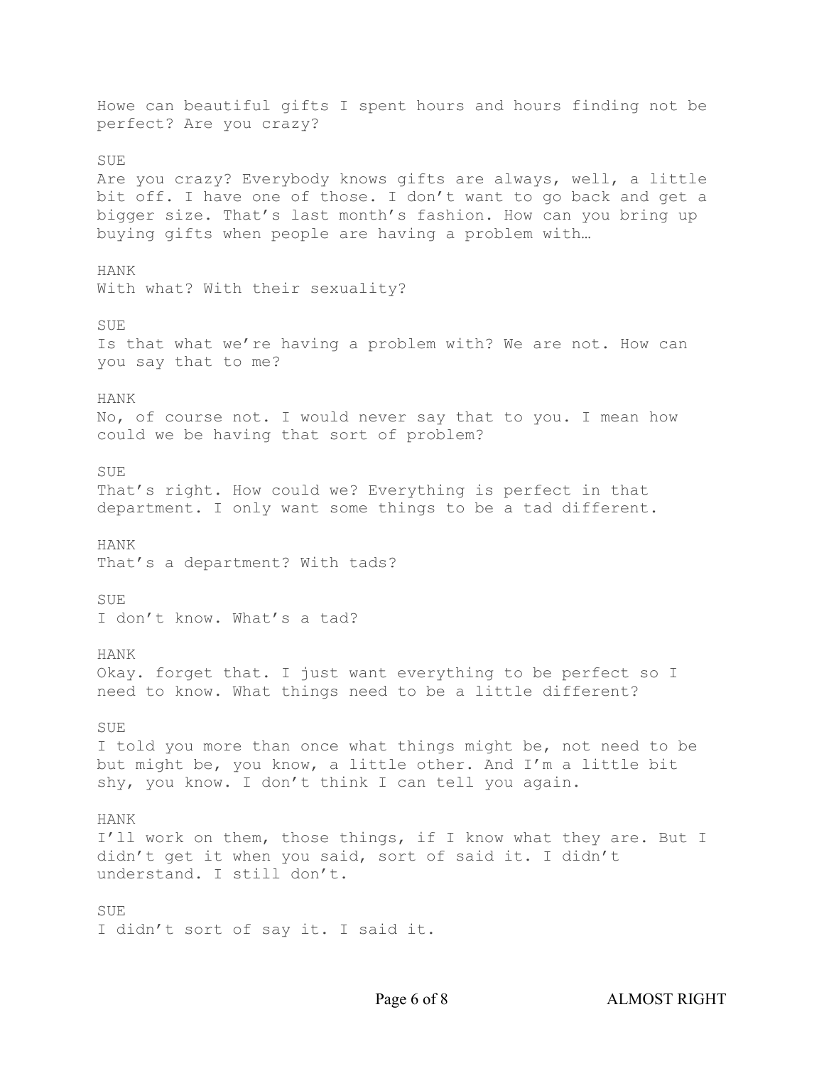Howe can beautiful gifts I spent hours and hours finding not be perfect? Are you crazy?

SUE
Are you crazy? Everybody knows gifts are always, well, a little bit off. I have one of those. I don't want to go back and get a bigger size. That's last month's fashion. How can you bring up buying gifts when people are having a problem with…

HANK
With what? With their sexuality?

SUE
Is that what we're having a problem with? We are not. How can you say that to me?

HANK
No, of course not. I would never say that to you. I mean how could we be having that sort of problem?

SUE
That's right. How could we? Everything is perfect in that department. I only want some things to be a tad different.

HANK
That's a department? With tads?

SUE
I don't know. What's a tad?

HANK
Okay. forget that. I just want everything to be perfect so I need to know. What things need to be a little different?

SUE
I told you more than once what things might be, not need to be but might be, you know, a little other. And I'm a little bit shy, you know. I don't think I can tell you again.

HANK
I'll work on them, those things, if I know what they are. But I didn't get it when you said, sort of said it. I didn't understand. I still don't.

SUE
I didn't sort of say it. I said it.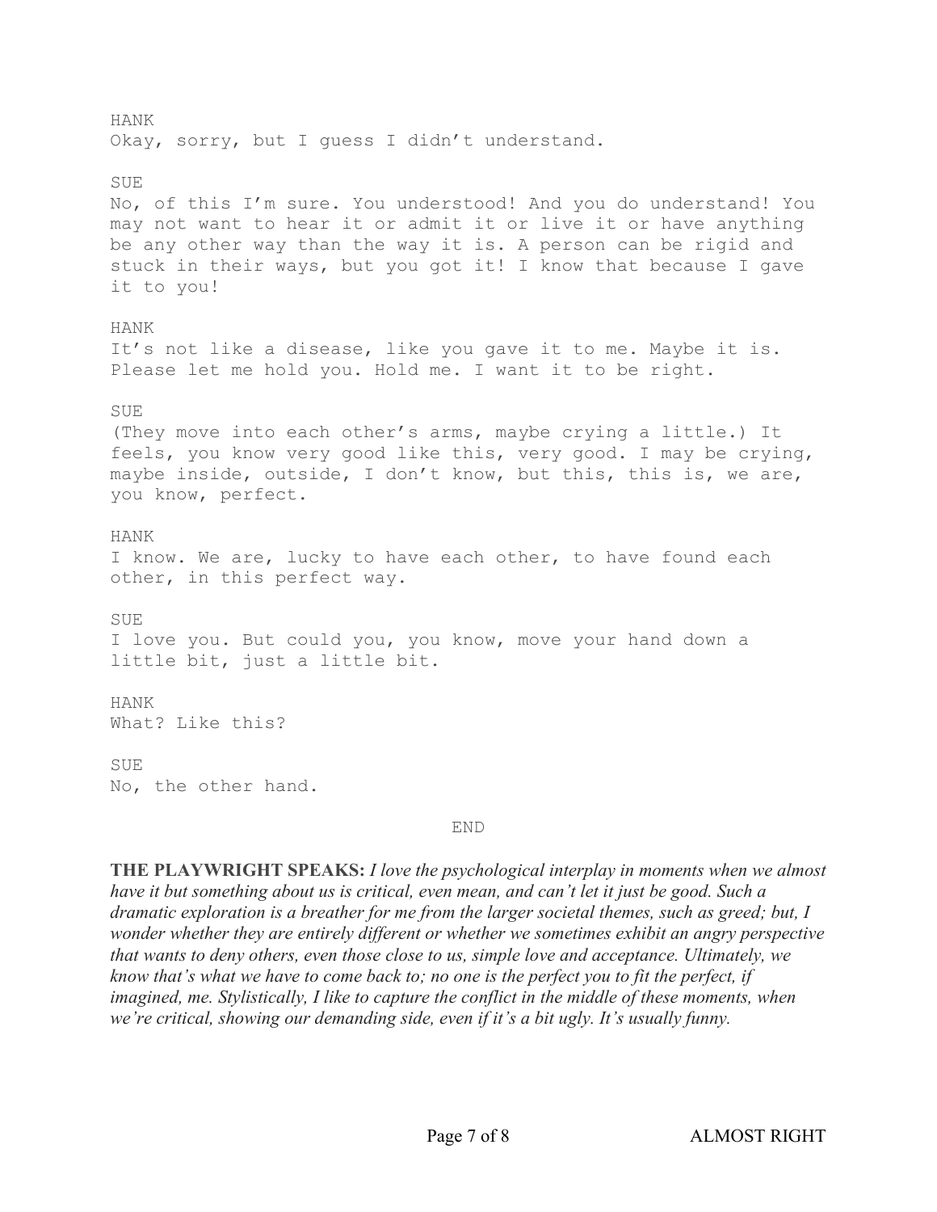HANK
Okay, sorry, but I guess I didn't understand.

SUE
No, of this I'm sure. You understood! And you do understand! You may not want to hear it or admit it or live it or have anything be any other way than the way it is. A person can be rigid and stuck in their ways, but you got it! I know that because I gave it to you!

HANK
It's not like a disease, like you gave it to me. Maybe it is. Please let me hold you. Hold me. I want it to be right.

SUE
(They move into each other's arms, maybe crying a little.) It feels, you know very good like this, very good. I may be crying, maybe inside, outside, I don't know, but this, this is, we are, you know, perfect.

HANK
I know. We are, lucky to have each other, to have found each other, in this perfect way.

SUE
I love you. But could you, you know, move your hand down a little bit, just a little bit.

HANK
What? Like this?

SUE
No, the other hand.

END

**THE PLAYWRIGHT SPEAKS:** *I love the psychological interplay in moments when we almost have it but something about us is critical, even mean, and can't let it just be good. Such a dramatic exploration is a breather for me from the larger societal themes, such as greed; but, I wonder whether they are entirely different or whether we sometimes exhibit an angry perspective that wants to deny others, even those close to us, simple love and acceptance. Ultimately, we know that's what we have to come back to; no one is the perfect you to fit the perfect, if imagined, me. Stylistically, I like to capture the conflict in the middle of these moments, when we're critical, showing our demanding side, even if it's a bit ugly. It's usually funny.*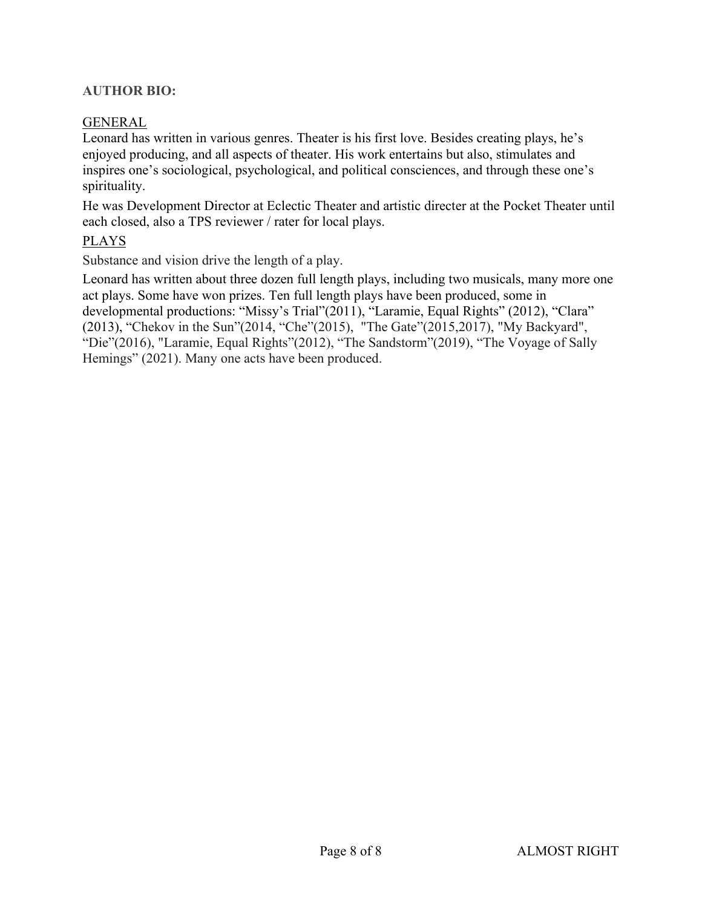**AUTHOR BIO:**

GENERAL

Leonard has written in various genres. Theater is his first love. Besides creating plays, he's enjoyed producing, and all aspects of theater. His work entertains but also, stimulates and inspires one's sociological, psychological, and political consciences, and through these one's spirituality.

He was Development Director at Eclectic Theater and artistic directer at the Pocket Theater until each closed, also a TPS reviewer / rater for local plays.

PLAYS

Substance and vision drive the length of a play.

Leonard has written about three dozen full length plays, including two musicals, many more one act plays. Some have won prizes. Ten full length plays have been produced, some in developmental productions: "Missy's Trial"(2011), "Laramie, Equal Rights" (2012), "Clara" (2013), "Chekov in the Sun"(2014, "Che"(2015), "The Gate"(2015,2017), "My Backyard", "Die"(2016), "Laramie, Equal Rights"(2012), "The Sandstorm"(2019), "The Voyage of Sally Hemings" (2021). Many one acts have been produced.